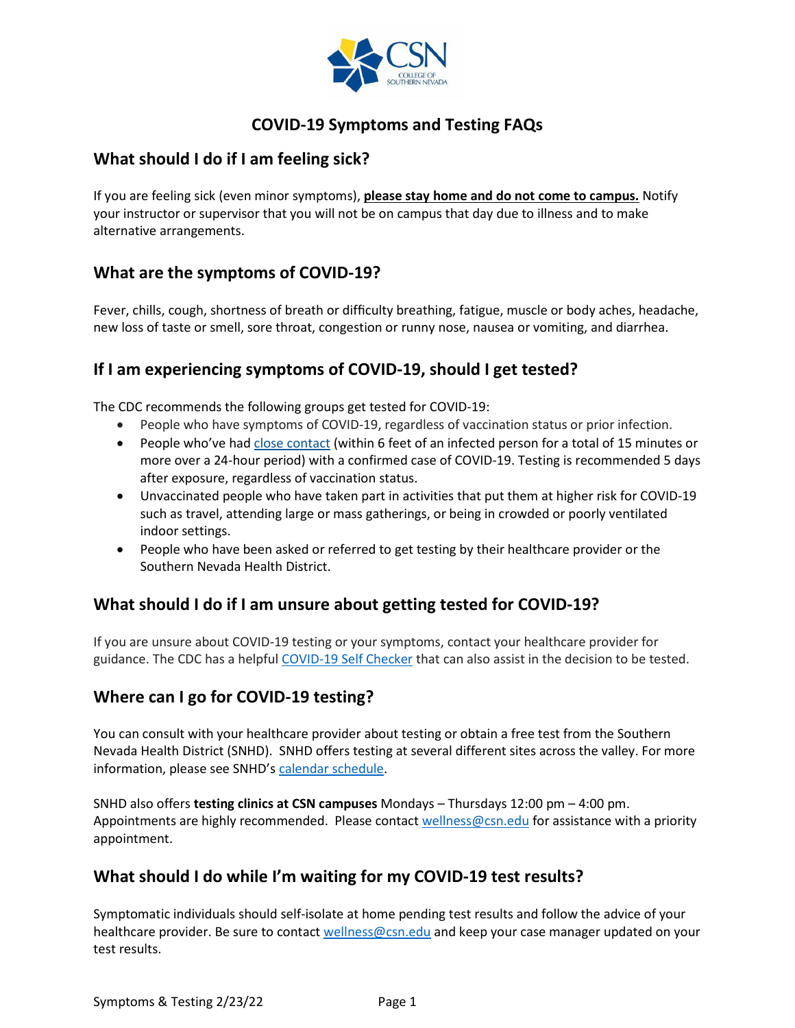# COVID-19 Symptoms and Testing FAQs

## What should I do if I am feeling sick?

If you are feeling sick (even minor symptoms), **please stay home and do not come to campus.** Notify your instructor or supervisor that you will not be on campus that day due to illness and to make alternative arrangements.

## What are the symptoms of COVID-19?

Fever, chills, cough, shortness of breath or difficulty breathing, fatigue, muscle or body aches, headache, new loss of taste or smell, sore throat, congestion or runny nose, nausea or vomiting, and diarrhea.

## If I am experiencing symptoms of COVID-19, should I get tested?

The CDC recommends the following groups get tested for COVID-19:

- People who have symptoms of COVID-19, regardless of vaccination status or prior infection.
- People who've had close contact (within 6 feet of an infected person for a total of 15 minutes or more over a 24-hour period) with a confirmed case of COVID-19. Testing is recommended 5 days after exposure, regardless of vaccination status.
- Unvaccinated people who have taken part in activities that put them at higher risk for COVID-19 such as travel, attending large or mass gatherings, or being in crowded or poorly ventilated indoor settings.
- People who have been asked or referred to get testing by their healthcare provider or the Southern Nevada Health District.

## What should I do if I am unsure about getting tested for COVID-19?

If you are unsure about COVID-19 testing or your symptoms, contact your healthcare provider for guidance. The CDC has a helpful COVID-19 Self Checker that can also assist in the decision to be tested.

## Where can I go for COVID-19 testing?

You can consult with your healthcare provider about testing or obtain a free test from the Southern Nevada Health District (SNHD). SNHD offers testing at several different sites across the valley. For more information, please see SNHD's calendar schedule.

SNHD also offers **testing clinics at CSN campuses** Mondays – Thursdays 12:00 pm – 4:00 pm. Appointments are highly recommended. Please contact wellness@csn.edu for assistance with a priority appointment.

## What should I do while I'm waiting for my COVID-19 test results?

Symptomatic individuals should self-isolate at home pending test results and follow the advice of your healthcare provider. Be sure to contact wellness@csn.edu and keep your case manager updated on your test results.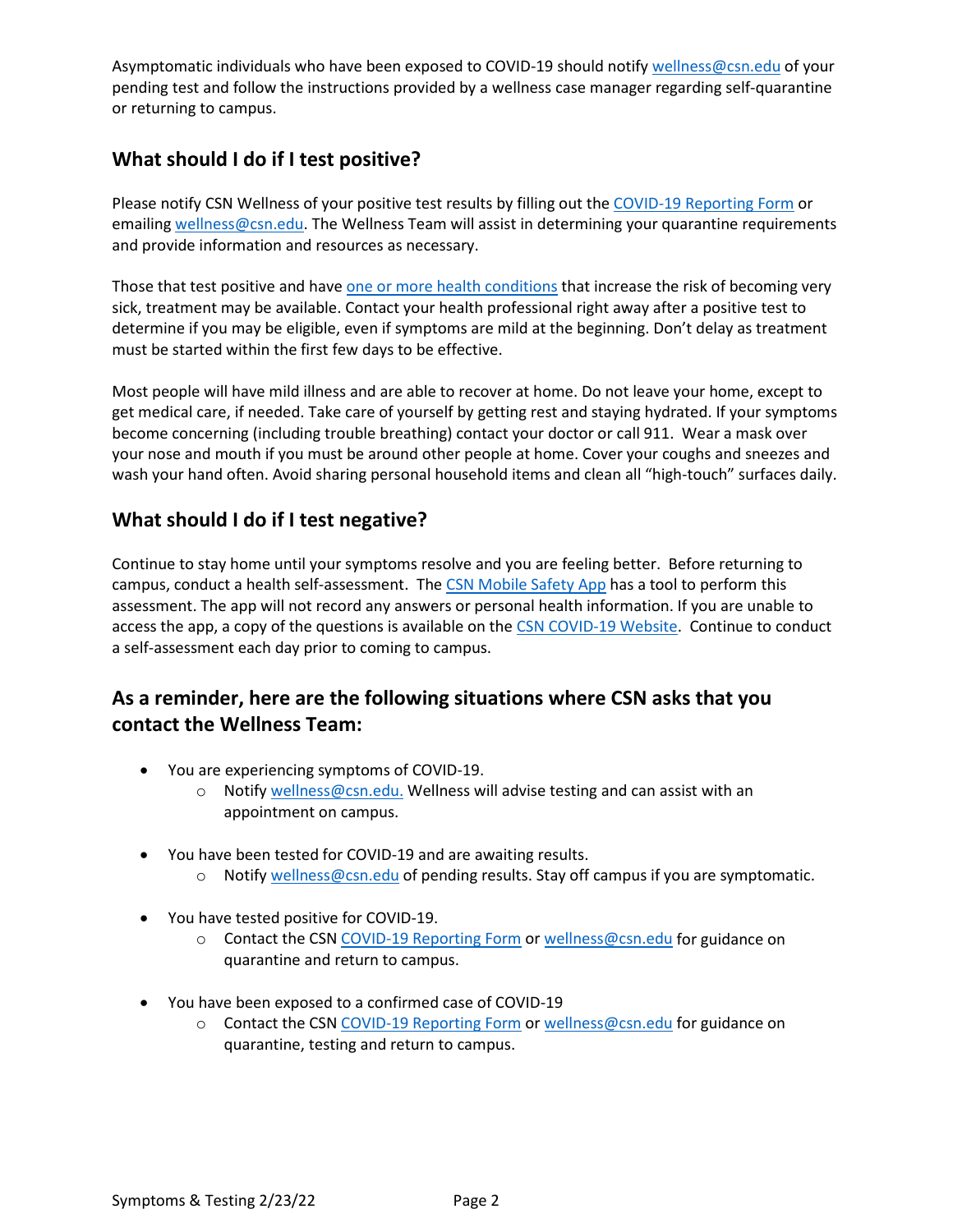Asymptomatic individuals who have been exposed to COVID-19 should notify wellness@csn.edu of your pending test and follow the instructions provided by a wellness case manager regarding self-quarantine or returning to campus.

## What should I do if I test positive?

Please notify CSN Wellness of your positive test results by filling out the COVID-19 Reporting Form or emailing wellness@csn.edu. The Wellness Team will assist in determining your quarantine requirements and provide information and resources as necessary.

Those that test positive and have one or more health conditions that increase the risk of becoming very sick, treatment may be available. Contact your health professional right away after a positive test to determine if you may be eligible, even if symptoms are mild at the beginning. Don't delay as treatment must be started within the first few days to be effective.

Most people will have mild illness and are able to recover at home. Do not leave your home, except to get medical care, if needed. Take care of yourself by getting rest and staying hydrated. If your symptoms become concerning (including trouble breathing) contact your doctor or call 911. Wear a mask over your nose and mouth if you must be around other people at home. Cover your coughs and sneezes and wash your hand often. Avoid sharing personal household items and clean all "high-touch" surfaces daily.

## What should I do if I test negative?

Continue to stay home until your symptoms resolve and you are feeling better. Before returning to campus, conduct a health self-assessment. The CSN Mobile Safety App has a tool to perform this assessment. The app will not record any answers or personal health information. If you are unable to access the app, a copy of the questions is available on the CSN COVID-19 Website. Continue to conduct a self-assessment each day prior to coming to campus.

## As a reminder, here are the following situations where CSN asks that you contact the Wellness Team:

- You are experiencing symptoms of COVID-19.
  - Notify wellness@csn.edu. Wellness will advise testing and can assist with an appointment on campus.
- You have been tested for COVID-19 and are awaiting results.
  - Notify wellness@csn.edu of pending results. Stay off campus if you are symptomatic.
- You have tested positive for COVID-19.
  - Contact the CSN COVID-19 Reporting Form or wellness@csn.edu for guidance on quarantine and return to campus.
- You have been exposed to a confirmed case of COVID-19
  - Contact the CSN COVID-19 Reporting Form or wellness@csn.edu for guidance on quarantine, testing and return to campus.